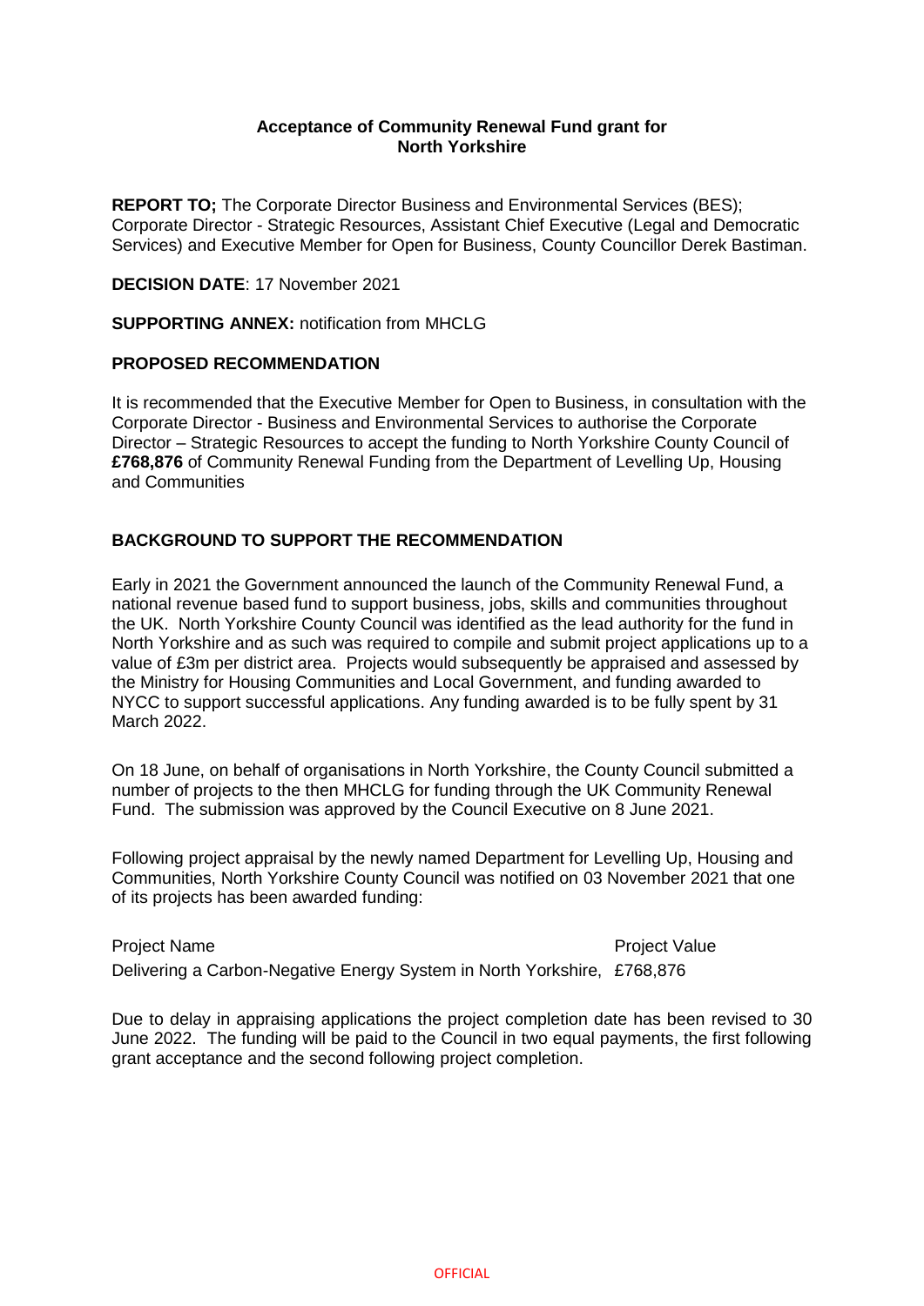**Acceptance of Community Renewal Fund grant for North Yorkshire**

**REPORT TO;** The Corporate Director Business and Environmental Services (BES); Corporate Director - Strategic Resources, Assistant Chief Executive (Legal and Democratic Services) and Executive Member for Open for Business, County Councillor Derek Bastiman.

**DECISION DATE**: 17 November 2021

**SUPPORTING ANNEX:** notification from MHCLG

**PROPOSED RECOMMENDATION**

It is recommended that the Executive Member for Open to Business, in consultation with the Corporate Director - Business and Environmental Services to authorise the Corporate Director – Strategic Resources to accept the funding to North Yorkshire County Council of **£768,876** of Community Renewal Funding from the Department of Levelling Up, Housing and Communities

**BACKGROUND TO SUPPORT THE RECOMMENDATION**

Early in 2021 the Government announced the launch of the Community Renewal Fund, a national revenue based fund to support business, jobs, skills and communities throughout the UK. North Yorkshire County Council was identified as the lead authority for the fund in North Yorkshire and as such was required to compile and submit project applications up to a value of £3m per district area. Projects would subsequently be appraised and assessed by the Ministry for Housing Communities and Local Government, and funding awarded to NYCC to support successful applications. Any funding awarded is to be fully spent by 31 March 2022.

On 18 June, on behalf of organisations in North Yorkshire, the County Council submitted a number of projects to the then MHCLG for funding through the UK Community Renewal Fund. The submission was approved by the Council Executive on 8 June 2021.

Following project appraisal by the newly named Department for Levelling Up, Housing and Communities, North Yorkshire County Council was notified on 03 November 2021 that one of its projects has been awarded funding:

| Project Name | Project Value |
|---|---|
| Delivering a Carbon-Negative Energy System in North Yorkshire, | £768,876 |

Due to delay in appraising applications the project completion date has been revised to 30 June 2022. The funding will be paid to the Council in two equal payments, the first following grant acceptance and the second following project completion.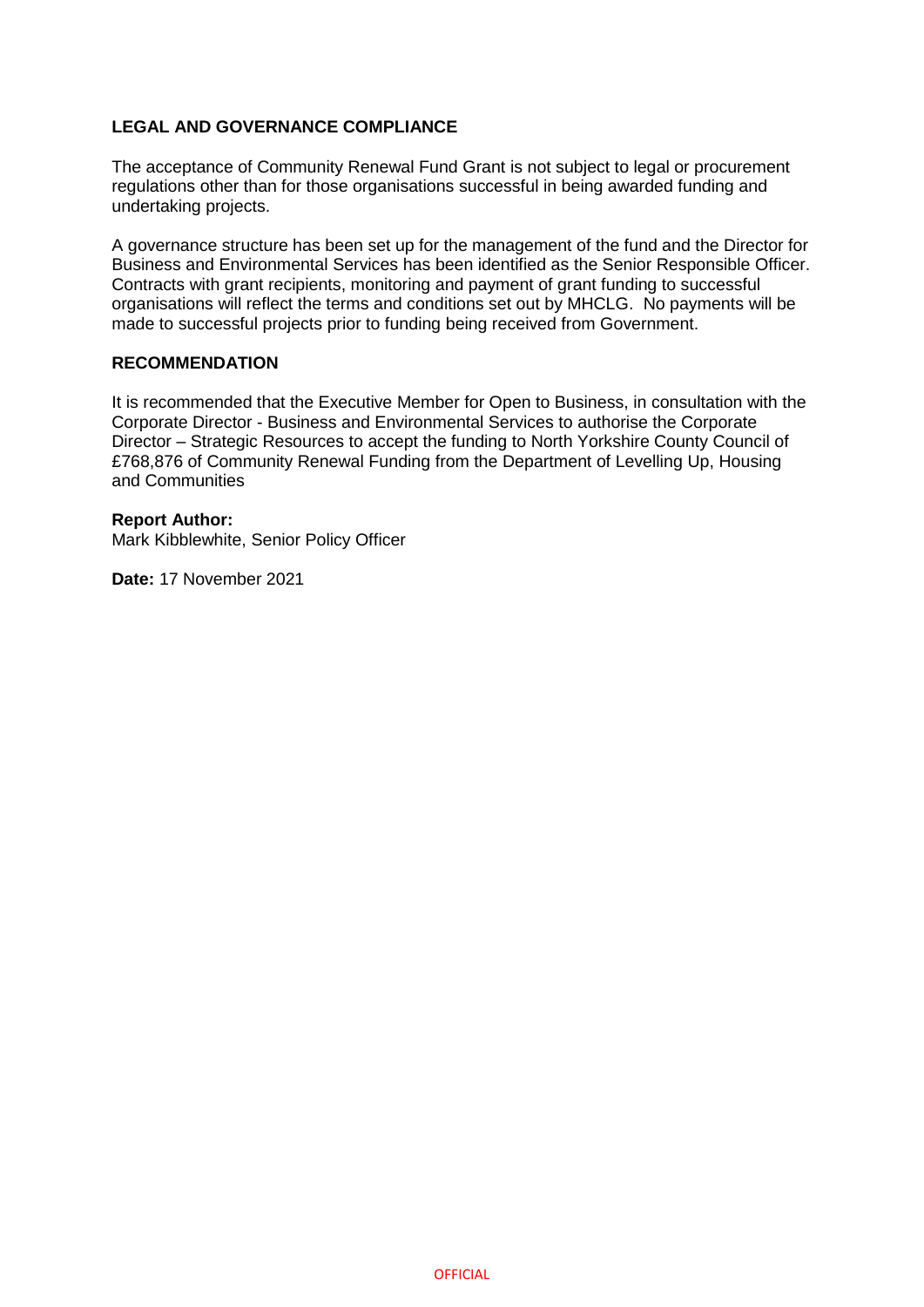## LEGAL AND GOVERNANCE COMPLIANCE

The acceptance of Community Renewal Fund Grant is not subject to legal or procurement regulations other than for those organisations successful in being awarded funding and undertaking projects.

A governance structure has been set up for the management of the fund and the Director for Business and Environmental Services has been identified as the Senior Responsible Officer. Contracts with grant recipients, monitoring and payment of grant funding to successful organisations will reflect the terms and conditions set out by MHCLG. No payments will be made to successful projects prior to funding being received from Government.

## RECOMMENDATION

It is recommended that the Executive Member for Open to Business, in consultation with the Corporate Director - Business and Environmental Services to authorise the Corporate Director – Strategic Resources to accept the funding to North Yorkshire County Council of £768,876 of Community Renewal Funding from the Department of Levelling Up, Housing and Communities

**Report Author:**
Mark Kibblewhite, Senior Policy Officer

**Date:** 17 November 2021